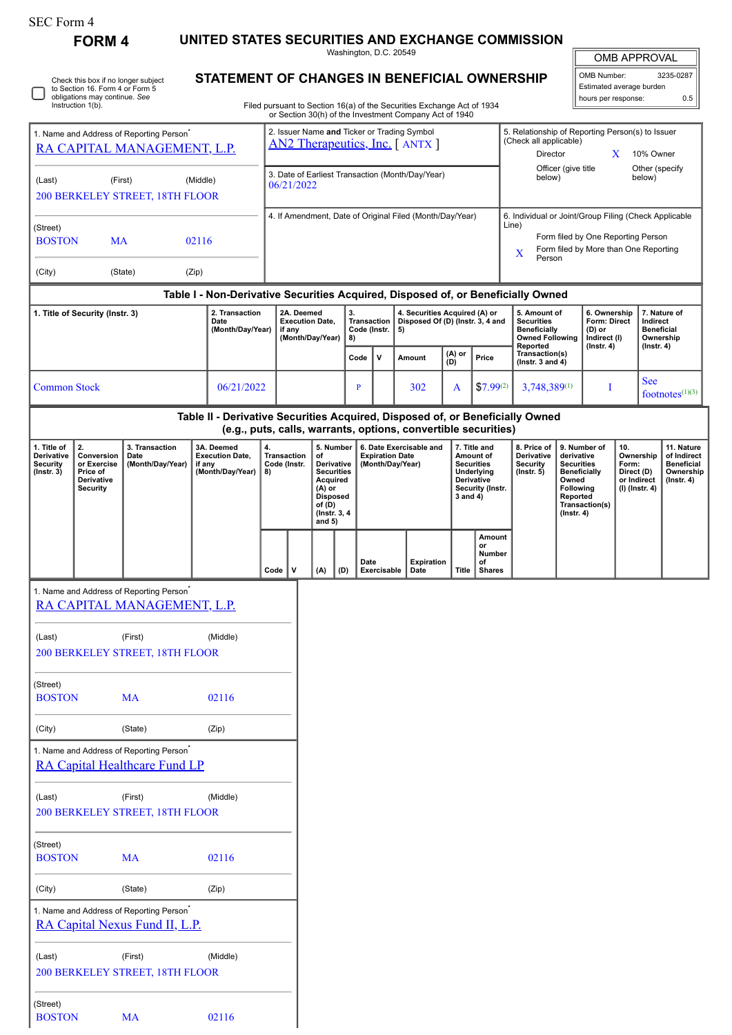SEC Form 4

# FORM 4

## UNITED STATES SECURITIES AND EXCHANGE COMMISSION

Washington, D.C. 20549

## STATEMENT OF CHANGES IN BENEFICIAL OWNERSHIP

Filed pursuant to Section 16(a) of the Securities Exchange Act of 1934 or Section 30(h) of the Investment Company Act of 1940

| OMB APPROVAL | |
|---|---|
| OMB Number: | 3235-0287 |
| Estimated average burden | |
| hours per response: | 0.5 |

☐ Check this box if no longer subject to Section 16. Form 4 or Form 5 obligations may continue. *See* Instruction 1(b).

1. Name and Address of Reporting Person*
RA CAPITAL MANAGEMENT, L.P.

(Last) (First) (Middle)
200 BERKELEY STREET, 18TH FLOOR

(Street)
BOSTON MA 02116

(City) (State) (Zip)

2. Issuer Name **and** Ticker or Trading Symbol
AN2 Therapeutics, Inc. [ ANTX ]

3. Date of Earliest Transaction (Month/Day/Year)
06/21/2022

4. If Amendment, Date of Original Filed (Month/Day/Year)

5. Relationship of Reporting Person(s) to Issuer (Check all applicable)
Director
X 10% Owner
Officer (give title below)
Other (specify below)

6. Individual or Joint/Group Filing (Check Applicable Line)
Form filed by One Reporting Person
X Form filed by More than One Reporting Person

### Table I - Non-Derivative Securities Acquired, Disposed of, or Beneficially Owned

| 1. Title of Security (Instr. 3) | 2. Transaction Date (Month/Day/Year) | 2A. Deemed Execution Date, if any (Month/Day/Year) | 3. Transaction Code (Instr. 8) | | 4. Securities Acquired (A) or Disposed Of (D) (Instr. 3, 4 and 5) | | | 5. Amount of Securities Beneficially Owned Following Reported Transaction(s) (Instr. 3 and 4) | 6. Ownership Form: Direct (D) or Indirect (I) (Instr. 4) | 7. Nature of Indirect Beneficial Ownership (Instr. 4) |
|---|---|---|---|---|---|---|---|---|---|---|
| | | | Code | V | Amount | (A) or (D) | Price | | | |
| Common Stock | 06/21/2022 | | P | | 302 | A | $7.99[2] | 3,748,389[1] | I | See footnotes[1][3] |

### Table II - Derivative Securities Acquired, Disposed of, or Beneficially Owned (e.g., puts, calls, warrants, options, convertible securities)

| 1. Title of Derivative Security (Instr. 3) | 2. Conversion or Exercise Price of Derivative Security | 3. Transaction Date (Month/Day/Year) | 3A. Deemed Execution Date, if any (Month/Day/Year) | 4. Transaction Code (Instr. 8) | | 5. Number of Derivative Securities Acquired (A) or Disposed of (D) (Instr. 3, 4 and 5) | | 6. Date Exercisable and Expiration Date (Month/Day/Year) | | 7. Title and Amount of Securities Underlying Derivative Security (Instr. 3 and 4) | | 8. Price of Derivative Security (Instr. 5) | 9. Number of derivative Securities Beneficially Owned Following Reported Transaction(s) (Instr. 4) | 10. Ownership Form: Direct (D) or Indirect (I) (Instr. 4) | 11. Nature of Indirect Beneficial Ownership (Instr. 4) |
|---|---|---|---|---|---|---|---|---|---|---|---|---|---|---|---|
| | | | | Code | V | (A) | (D) | Date Exercisable | Expiration Date | Title | Amount or Number of Shares | | | | |

1. Name and Address of Reporting Person*
RA CAPITAL MANAGEMENT, L.P.

(Last) (First) (Middle)
200 BERKELEY STREET, 18TH FLOOR

(Street)
BOSTON MA 02116

(City) (State) (Zip)

1. Name and Address of Reporting Person*
RA Capital Healthcare Fund LP

(Last) (First) (Middle)
200 BERKELEY STREET, 18TH FLOOR

(Street)
BOSTON MA 02116

(City) (State) (Zip)

1. Name and Address of Reporting Person*
RA Capital Nexus Fund II, L.P.

(Last) (First) (Middle)
200 BERKELEY STREET, 18TH FLOOR

(Street)
BOSTON MA 02116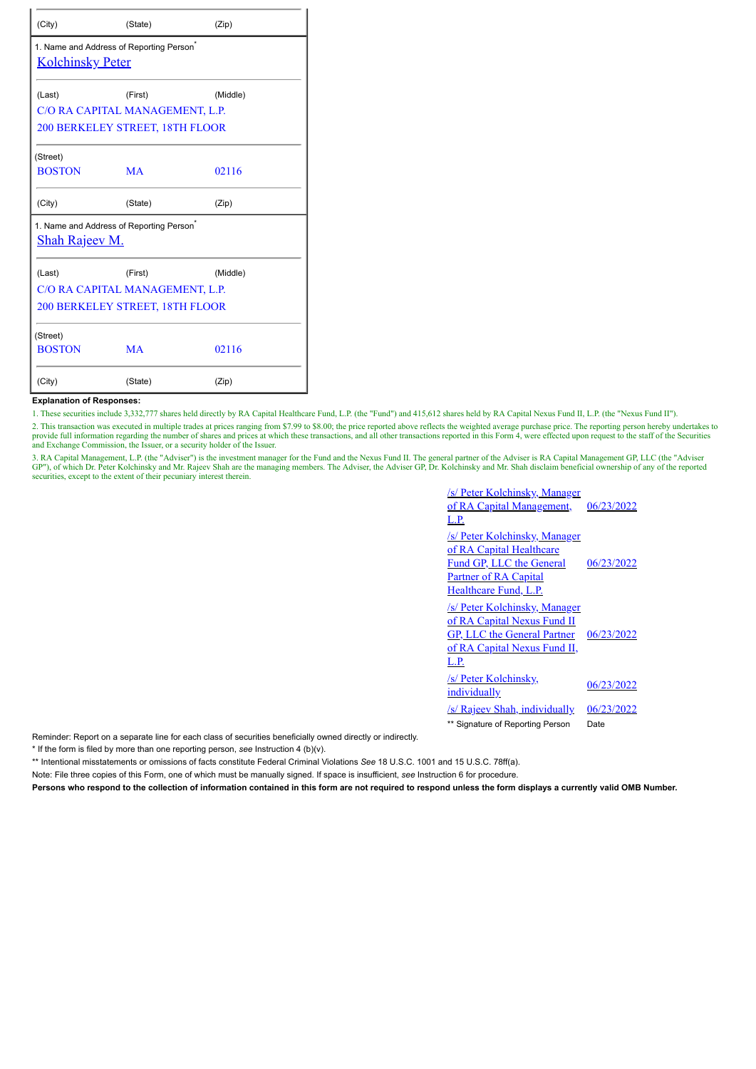| (City) | (State) | (Zip) |
|---|---|---|

1. Name and Address of Reporting Person*

Kolchinsky Peter

| (Last) | (First) | (Middle) |
|---|---|---|

C/O RA CAPITAL MANAGEMENT, L.P.
200 BERKELEY STREET, 18TH FLOOR

(Street)

| BOSTON | MA | 02116 |
|---|---|---|
| (City) | (State) | (Zip) |

1. Name and Address of Reporting Person*

Shah Rajeev M.

| (Last) | (First) | (Middle) |
|---|---|---|

C/O RA CAPITAL MANAGEMENT, L.P.
200 BERKELEY STREET, 18TH FLOOR

(Street)

| BOSTON | MA | 02116 |
|---|---|---|
| (City) | (State) | (Zip) |

**Explanation of Responses:**

1. These securities include 3,332,777 shares held directly by RA Capital Healthcare Fund, L.P. (the "Fund") and 415,612 shares held by RA Capital Nexus Fund II, L.P. (the "Nexus Fund II").

2. This transaction was executed in multiple trades at prices ranging from $7.99 to $8.00; the price reported above reflects the weighted average purchase price. The reporting person hereby undertakes to provide full information regarding the number of shares and prices at which these transactions, and all other transactions reported in this Form 4, were effected upon request to the staff of the Securities and Exchange Commission, the Issuer, or a security holder of the Issuer.

3. RA Capital Management, L.P. (the "Adviser") is the investment manager for the Fund and the Nexus Fund II. The general partner of the Adviser is RA Capital Management GP, LLC (the "Adviser GP"), of which Dr. Peter Kolchinsky and Mr. Rajeev Shah are the managing members. The Adviser, the Adviser GP, Dr. Kolchinsky and Mr. Shah disclaim beneficial ownership of any of the reported securities, except to the extent of their pecuniary interest therein.

| | |
|---|---|
| /s/ Peter Kolchinsky, Manager of RA Capital Management, L.P. | 06/23/2022 |
| /s/ Peter Kolchinsky, Manager of RA Capital Healthcare Fund GP, LLC the General Partner of RA Capital Healthcare Fund, L.P. | 06/23/2022 |
| /s/ Peter Kolchinsky, Manager of RA Capital Nexus Fund II GP, LLC the General Partner of RA Capital Nexus Fund II, L.P. | 06/23/2022 |
| /s/ Peter Kolchinsky, individually | 06/23/2022 |
| /s/ Rajeev Shah, individually | 06/23/2022 |
| ** Signature of Reporting Person | Date |

Reminder: Report on a separate line for each class of securities beneficially owned directly or indirectly.

* If the form is filed by more than one reporting person, *see* Instruction 4 (b)(v).

** Intentional misstatements or omissions of facts constitute Federal Criminal Violations *See* 18 U.S.C. 1001 and 15 U.S.C. 78ff(a).

Note: File three copies of this Form, one of which must be manually signed. If space is insufficient, *see* Instruction 6 for procedure.

**Persons who respond to the collection of information contained in this form are not required to respond unless the form displays a currently valid OMB Number.**